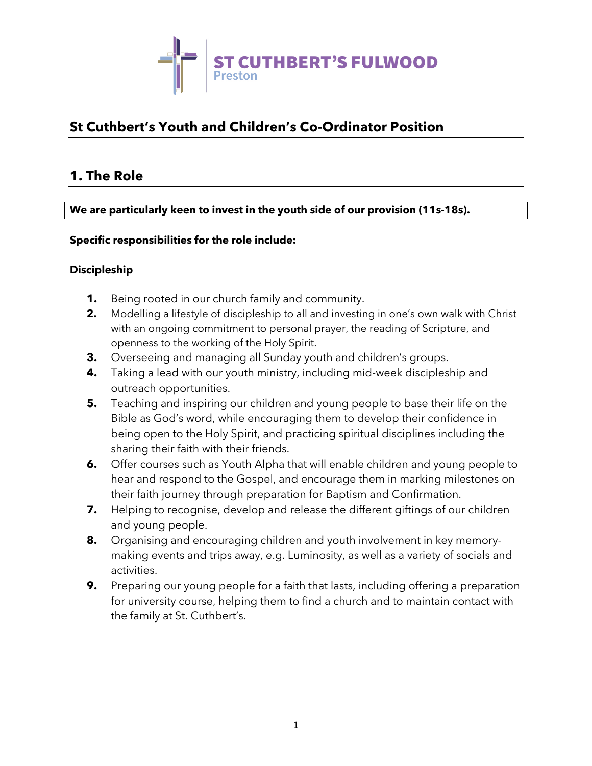ST CUTHBERT'S FULWOOD
Preston

# St Cuthbert's Youth and Children's Co-Ordinator Position

## 1. The Role

**We are particularly keen to invest in the youth side of our provision (11s-18s).**

**Specific responsibilities for the role include:**

**<u>Discipleship</u>**

1. Being rooted in our church family and community.
2. Modelling a lifestyle of discipleship to all and investing in one's own walk with Christ with an ongoing commitment to personal prayer, the reading of Scripture, and openness to the working of the Holy Spirit.
3. Overseeing and managing all Sunday youth and children's groups.
4. Taking a lead with our youth ministry, including mid-week discipleship and outreach opportunities.
5. Teaching and inspiring our children and young people to base their life on the Bible as God's word, while encouraging them to develop their confidence in being open to the Holy Spirit, and practicing spiritual disciplines including the sharing their faith with their friends.
6. Offer courses such as Youth Alpha that will enable children and young people to hear and respond to the Gospel, and encourage them in marking milestones on their faith journey through preparation for Baptism and Confirmation.
7. Helping to recognise, develop and release the different giftings of our children and young people.
8. Organising and encouraging children and youth involvement in key memory-making events and trips away, e.g. Luminosity, as well as a variety of socials and activities.
9. Preparing our young people for a faith that lasts, including offering a preparation for university course, helping them to find a church and to maintain contact with the family at St. Cuthbert's.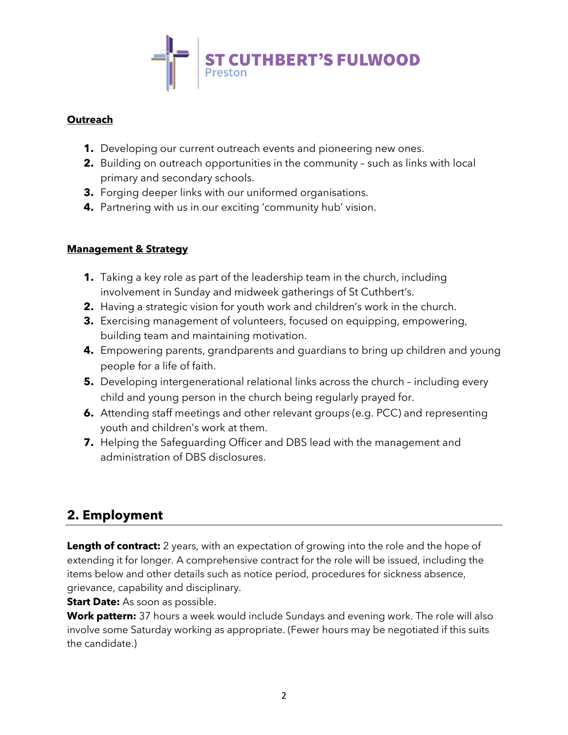**Outreach**

1. Developing our current outreach events and pioneering new ones.
2. Building on outreach opportunities in the community – such as links with local primary and secondary schools.
3. Forging deeper links with our uniformed organisations.
4. Partnering with us in our exciting 'community hub' vision.

**Management & Strategy**

1. Taking a key role as part of the leadership team in the church, including involvement in Sunday and midweek gatherings of St Cuthbert's.
2. Having a strategic vision for youth work and children's work in the church.
3. Exercising management of volunteers, focused on equipping, empowering, building team and maintaining motivation.
4. Empowering parents, grandparents and guardians to bring up children and young people for a life of faith.
5. Developing intergenerational relational links across the church – including every child and young person in the church being regularly prayed for.
6. Attending staff meetings and other relevant groups (e.g. PCC) and representing youth and children's work at them.
7. Helping the Safeguarding Officer and DBS lead with the management and administration of DBS disclosures.

## 2. Employment

**Length of contract:** 2 years, with an expectation of growing into the role and the hope of extending it for longer. A comprehensive contract for the role will be issued, including the items below and other details such as notice period, procedures for sickness absence, grievance, capability and disciplinary.

**Start Date:** As soon as possible.

**Work pattern:** 37 hours a week would include Sundays and evening work. The role will also involve some Saturday working as appropriate. (Fewer hours may be negotiated if this suits the candidate.)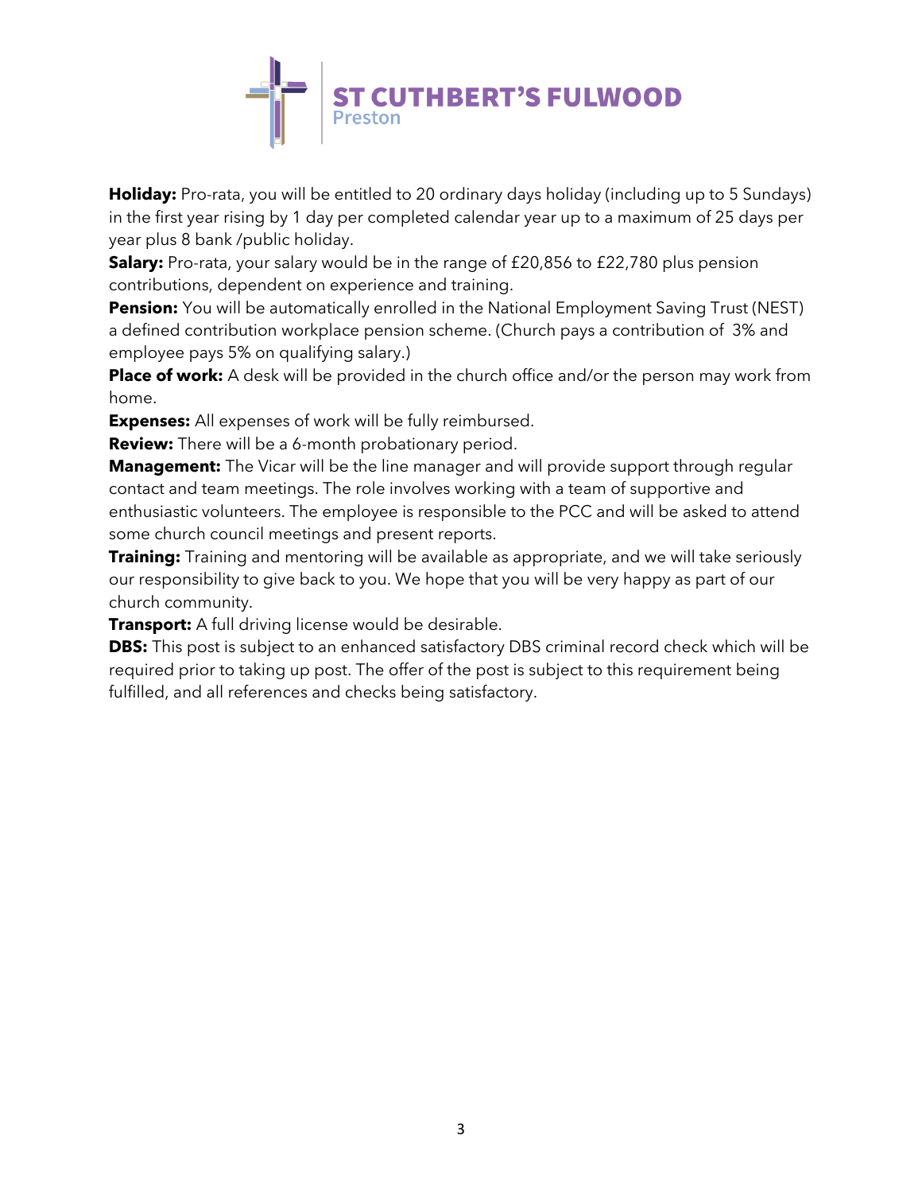**Holiday:** Pro-rata, you will be entitled to 20 ordinary days holiday (including up to 5 Sundays) in the first year rising by 1 day per completed calendar year up to a maximum of 25 days per year plus 8 bank /public holiday.

**Salary:** Pro-rata, your salary would be in the range of £20,856 to £22,780 plus pension contributions, dependent on experience and training.

**Pension:** You will be automatically enrolled in the National Employment Saving Trust (NEST) a defined contribution workplace pension scheme. (Church pays a contribution of 3% and employee pays 5% on qualifying salary.)

**Place of work:** A desk will be provided in the church office and/or the person may work from home.

**Expenses:** All expenses of work will be fully reimbursed.

**Review:** There will be a 6-month probationary period.

**Management:** The Vicar will be the line manager and will provide support through regular contact and team meetings. The role involves working with a team of supportive and enthusiastic volunteers. The employee is responsible to the PCC and will be asked to attend some church council meetings and present reports.

**Training:** Training and mentoring will be available as appropriate, and we will take seriously our responsibility to give back to you. We hope that you will be very happy as part of our church community.

**Transport:** A full driving license would be desirable.

**DBS:** This post is subject to an enhanced satisfactory DBS criminal record check which will be required prior to taking up post. The offer of the post is subject to this requirement being fulfilled, and all references and checks being satisfactory.